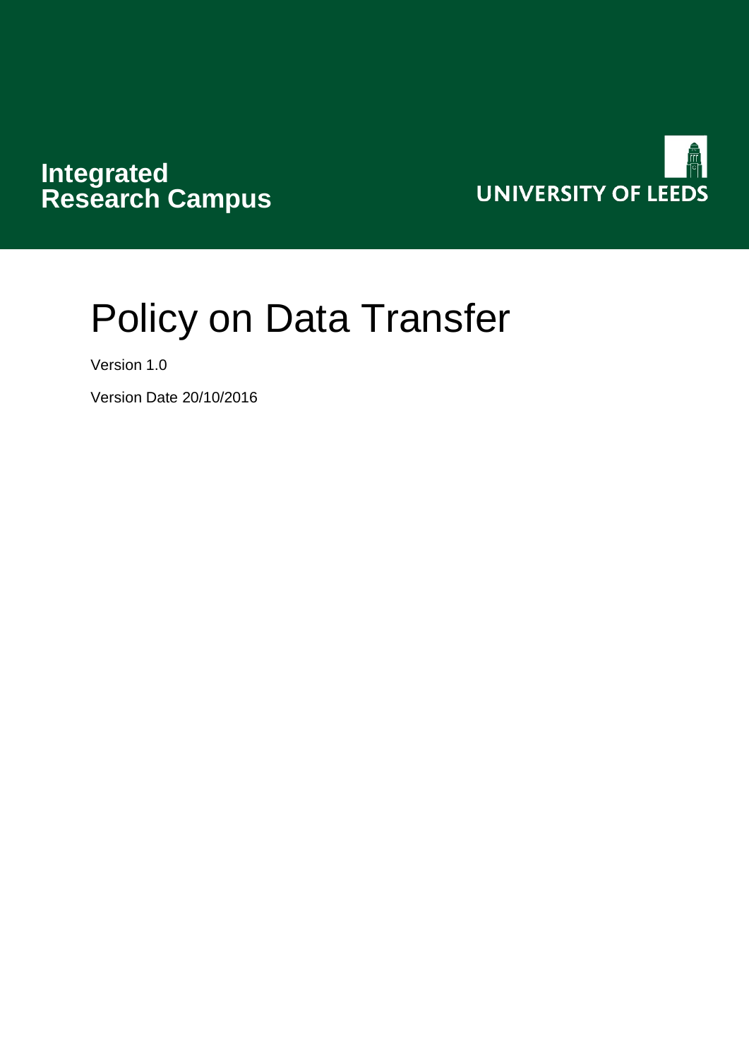**Integrated Research Campus**

UNIVERSITY OF LEEDS

# Policy on Data Transfer

Version 1.0

Version Date 20/10/2016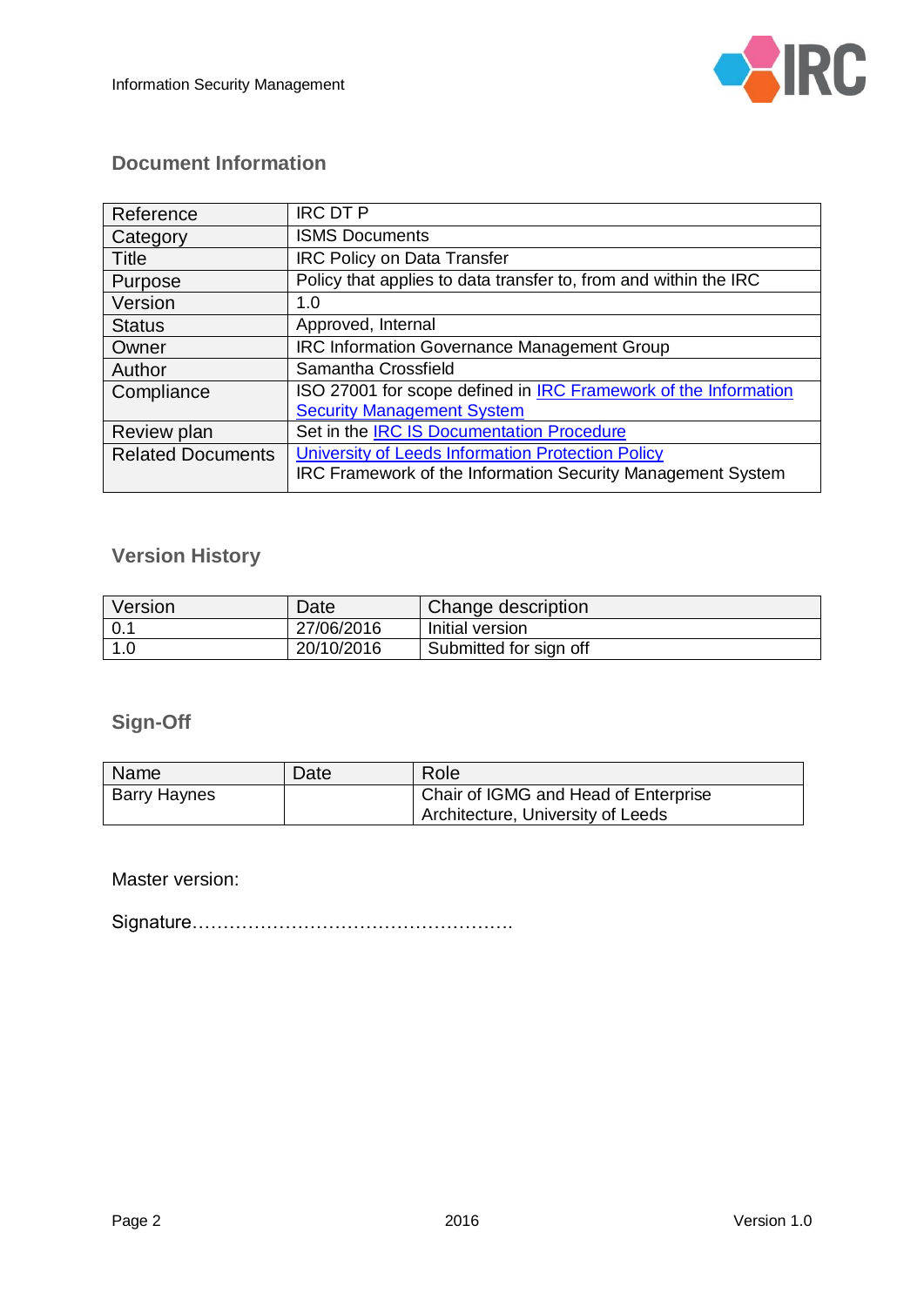## Document Information

| Reference | IRC DT P |
|---|---|
| Category | ISMS Documents |
| Title | IRC Policy on Data Transfer |
| Purpose | Policy that applies to data transfer to, from and within the IRC |
| Version | 1.0 |
| Status | Approved, Internal |
| Owner | IRC Information Governance Management Group |
| Author | Samantha Crossfield |
| Compliance | ISO 27001 for scope defined in IRC Framework of the Information Security Management System |
| Review plan | Set in the IRC IS Documentation Procedure |
| Related Documents | University of Leeds Information Protection Policy<br>IRC Framework of the Information Security Management System |

## Version History

| Version | Date | Change description |
|---|---|---|
| 0.1 | 27/06/2016 | Initial version |
| 1.0 | 20/10/2016 | Submitted for sign off |

## Sign-Off

| Name | Date | Role |
|---|---|---|
| Barry Haynes | | Chair of IGMG and Head of Enterprise Architecture, University of Leeds |

Master version:

Signature…………………………………………….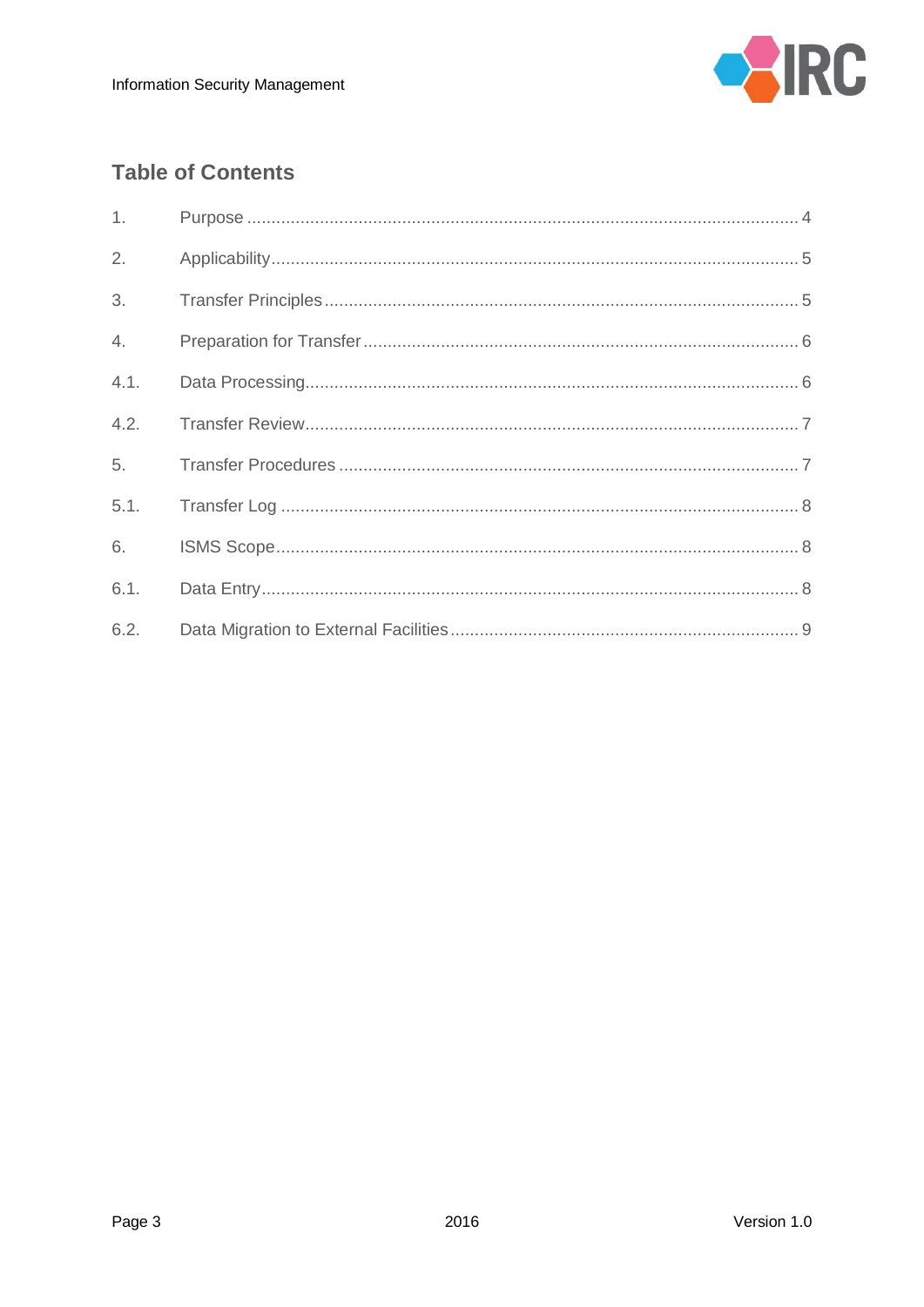## Table of Contents

| | | |
|---|---|---|
| 1. | Purpose | 4 |
| 2. | Applicability | 5 |
| 3. | Transfer Principles | 5 |
| 4. | Preparation for Transfer | 6 |
| 4.1. | Data Processing | 6 |
| 4.2. | Transfer Review | 7 |
| 5. | Transfer Procedures | 7 |
| 5.1. | Transfer Log | 8 |
| 6. | ISMS Scope | 8 |
| 6.1. | Data Entry | 8 |
| 6.2. | Data Migration to External Facilities | 9 |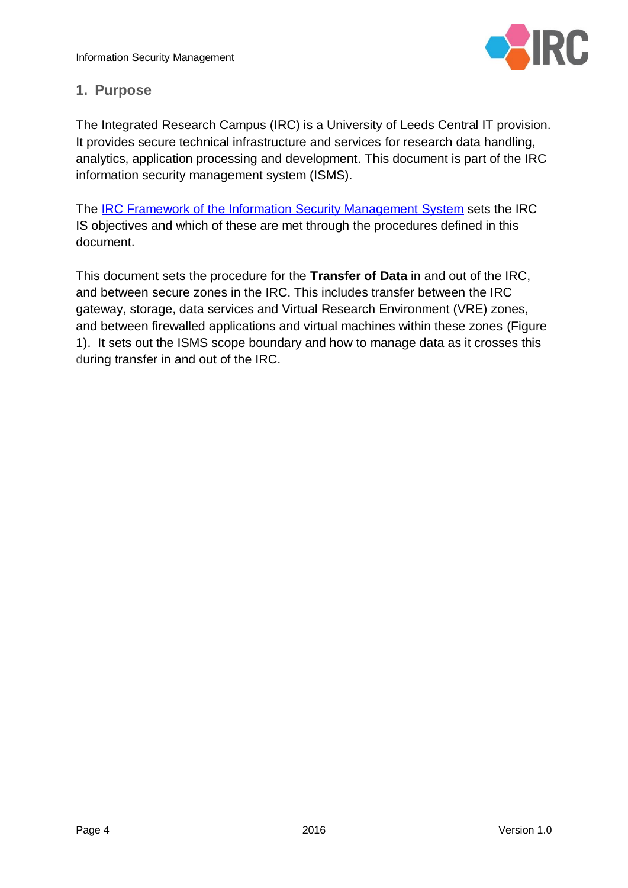## 1. Purpose

The Integrated Research Campus (IRC) is a University of Leeds Central IT provision. It provides secure technical infrastructure and services for research data handling, analytics, application processing and development. This document is part of the IRC information security management system (ISMS).

The IRC Framework of the Information Security Management System sets the IRC IS objectives and which of these are met through the procedures defined in this document.

This document sets the procedure for the **Transfer of Data** in and out of the IRC, and between secure zones in the IRC. This includes transfer between the IRC gateway, storage, data services and Virtual Research Environment (VRE) zones, and between firewalled applications and virtual machines within these zones (Figure 1). It sets out the ISMS scope boundary and how to manage data as it crosses this during transfer in and out of the IRC.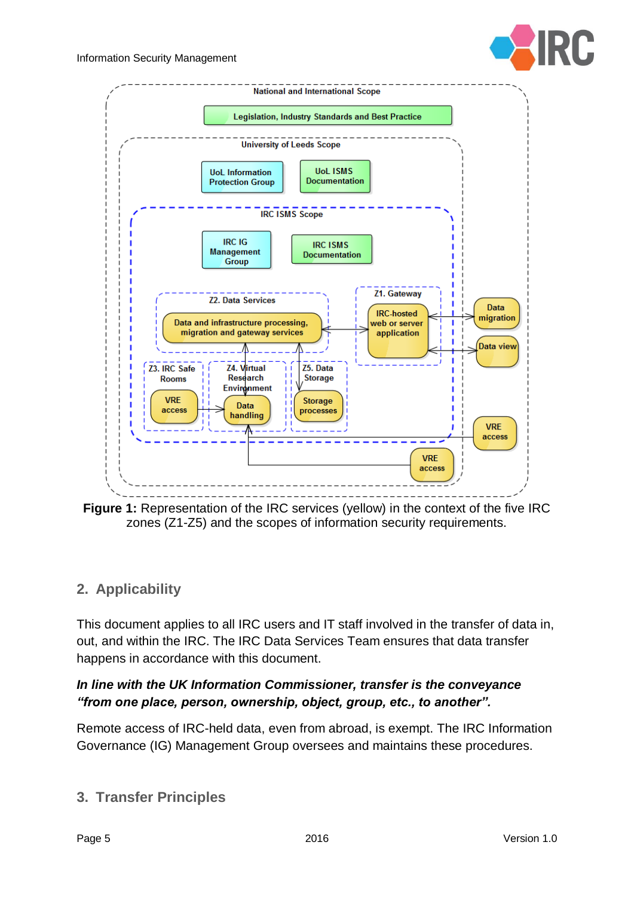**Figure 1:** Representation of the IRC services (yellow) in the context of the five IRC zones (Z1-Z5) and the scopes of information security requirements.

## 2. Applicability

This document applies to all IRC users and IT staff involved in the transfer of data in, out, and within the IRC. The IRC Data Services Team ensures that data transfer happens in accordance with this document.

***In line with the UK Information Commissioner, transfer is the conveyance "from one place, person, ownership, object, group, etc., to another".***

Remote access of IRC-held data, even from abroad, is exempt. The IRC Information Governance (IG) Management Group oversees and maintains these procedures.

## 3. Transfer Principles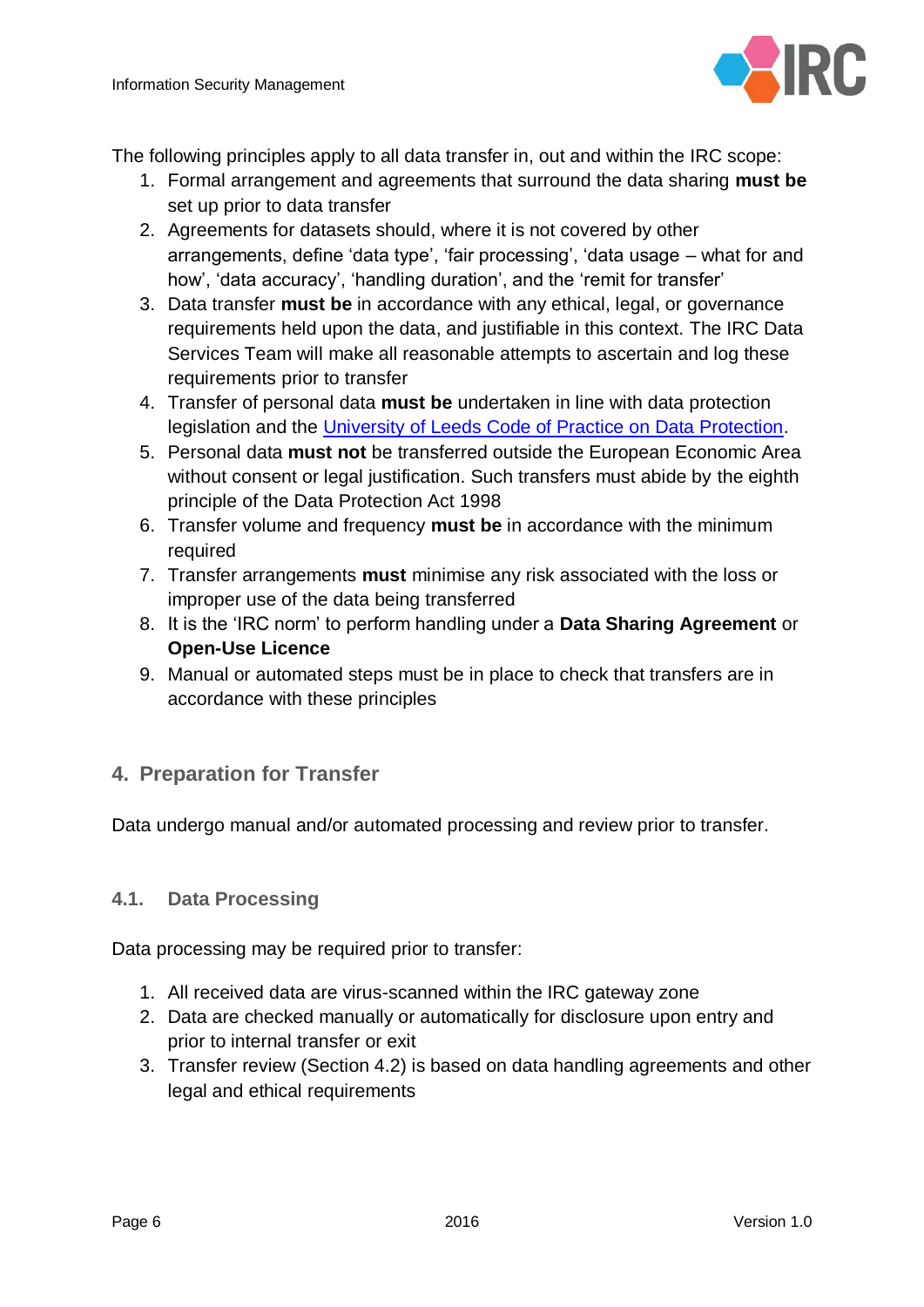The following principles apply to all data transfer in, out and within the IRC scope:

1. Formal arrangement and agreements that surround the data sharing **must be** set up prior to data transfer
2. Agreements for datasets should, where it is not covered by other arrangements, define 'data type', 'fair processing', 'data usage – what for and how', 'data accuracy', 'handling duration', and the 'remit for transfer'
3. Data transfer **must be** in accordance with any ethical, legal, or governance requirements held upon the data, and justifiable in this context. The IRC Data Services Team will make all reasonable attempts to ascertain and log these requirements prior to transfer
4. Transfer of personal data **must be** undertaken in line with data protection legislation and the University of Leeds Code of Practice on Data Protection.
5. Personal data **must not** be transferred outside the European Economic Area without consent or legal justification. Such transfers must abide by the eighth principle of the Data Protection Act 1998
6. Transfer volume and frequency **must be** in accordance with the minimum required
7. Transfer arrangements **must** minimise any risk associated with the loss or improper use of the data being transferred
8. It is the 'IRC norm' to perform handling under a **Data Sharing Agreement** or **Open-Use Licence**
9. Manual or automated steps must be in place to check that transfers are in accordance with these principles

## 4. Preparation for Transfer

Data undergo manual and/or automated processing and review prior to transfer.

### 4.1. Data Processing

Data processing may be required prior to transfer:

1. All received data are virus-scanned within the IRC gateway zone
2. Data are checked manually or automatically for disclosure upon entry and prior to internal transfer or exit
3. Transfer review (Section 4.2) is based on data handling agreements and other legal and ethical requirements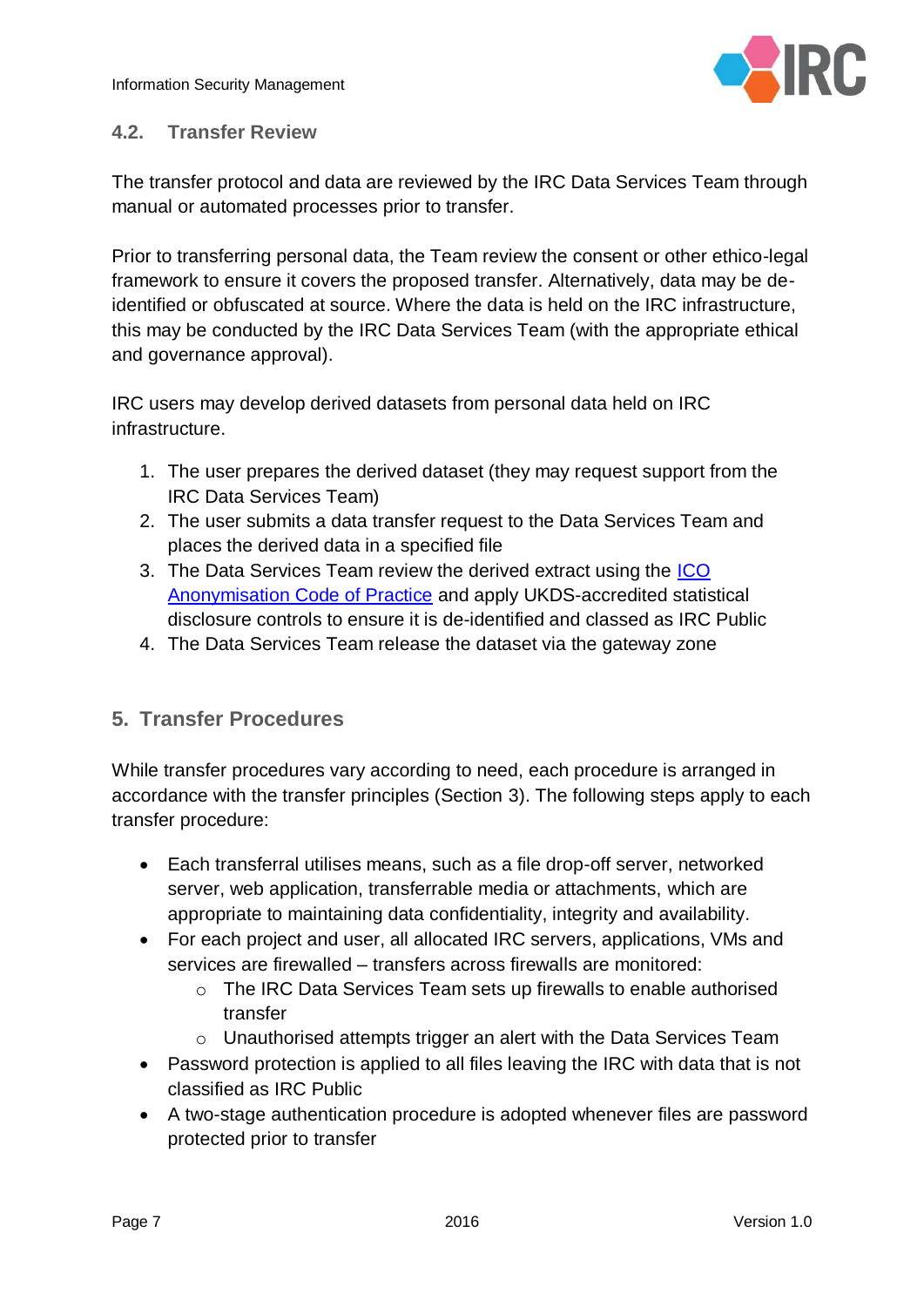### 4.2. Transfer Review

The transfer protocol and data are reviewed by the IRC Data Services Team through manual or automated processes prior to transfer.

Prior to transferring personal data, the Team review the consent or other ethico-legal framework to ensure it covers the proposed transfer. Alternatively, data may be de-identified or obfuscated at source. Where the data is held on the IRC infrastructure, this may be conducted by the IRC Data Services Team (with the appropriate ethical and governance approval).

IRC users may develop derived datasets from personal data held on IRC infrastructure.

1. The user prepares the derived dataset (they may request support from the IRC Data Services Team)
2. The user submits a data transfer request to the Data Services Team and places the derived data in a specified file
3. The Data Services Team review the derived extract using the ICO Anonymisation Code of Practice and apply UKDS-accredited statistical disclosure controls to ensure it is de-identified and classed as IRC Public
4. The Data Services Team release the dataset via the gateway zone

## 5. Transfer Procedures

While transfer procedures vary according to need, each procedure is arranged in accordance with the transfer principles (Section 3). The following steps apply to each transfer procedure:

- Each transferral utilises means, such as a file drop-off server, networked server, web application, transferrable media or attachments, which are appropriate to maintaining data confidentiality, integrity and availability.
- For each project and user, all allocated IRC servers, applications, VMs and services are firewalled – transfers across firewalls are monitored:
  - The IRC Data Services Team sets up firewalls to enable authorised transfer
  - Unauthorised attempts trigger an alert with the Data Services Team
- Password protection is applied to all files leaving the IRC with data that is not classified as IRC Public
- A two-stage authentication procedure is adopted whenever files are password protected prior to transfer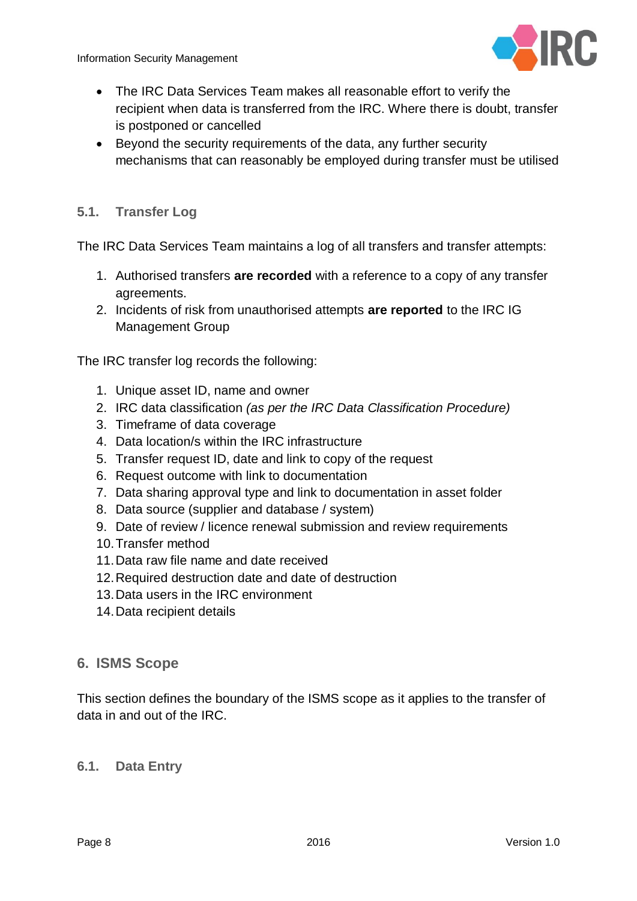- The IRC Data Services Team makes all reasonable effort to verify the recipient when data is transferred from the IRC. Where there is doubt, transfer is postponed or cancelled
- Beyond the security requirements of the data, any further security mechanisms that can reasonably be employed during transfer must be utilised

### 5.1. Transfer Log

The IRC Data Services Team maintains a log of all transfers and transfer attempts:

1. Authorised transfers **are recorded** with a reference to a copy of any transfer agreements.
2. Incidents of risk from unauthorised attempts **are reported** to the IRC IG Management Group

The IRC transfer log records the following:

1. Unique asset ID, name and owner
2. IRC data classification *(as per the IRC Data Classification Procedure)*
3. Timeframe of data coverage
4. Data location/s within the IRC infrastructure
5. Transfer request ID, date and link to copy of the request
6. Request outcome with link to documentation
7. Data sharing approval type and link to documentation in asset folder
8. Data source (supplier and database / system)
9. Date of review / licence renewal submission and review requirements
10. Transfer method
11. Data raw file name and date received
12. Required destruction date and date of destruction
13. Data users in the IRC environment
14. Data recipient details

## 6. ISMS Scope

This section defines the boundary of the ISMS scope as it applies to the transfer of data in and out of the IRC.

### 6.1. Data Entry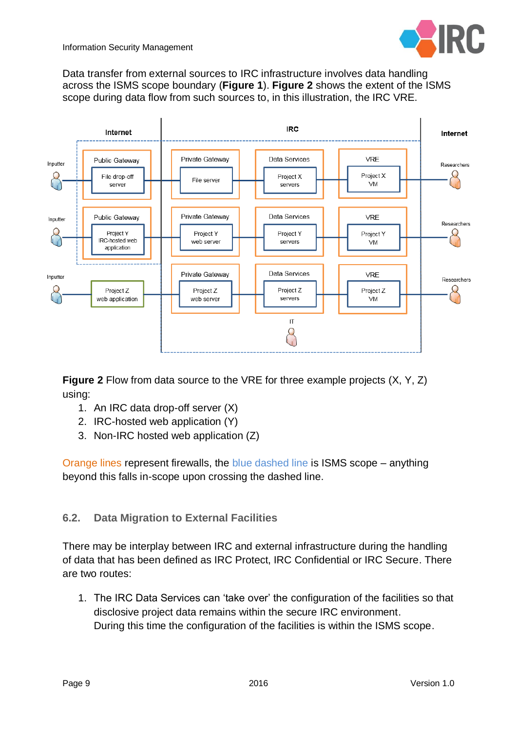Data transfer from external sources to IRC infrastructure involves data handling across the ISMS scope boundary (**Figure 1**). **Figure 2** shows the extent of the ISMS scope during data flow from such sources to, in this illustration, the IRC VRE.

**Figure 2** Flow from data source to the VRE for three example projects (X, Y, Z) using:

1. An IRC data drop-off server (X)
2. IRC-hosted web application (Y)
3. Non-IRC hosted web application (Z)

Orange lines represent firewalls, the blue dashed line is ISMS scope – anything beyond this falls in-scope upon crossing the dashed line.

## 6.2. Data Migration to External Facilities

There may be interplay between IRC and external infrastructure during the handling of data that has been defined as IRC Protect, IRC Confidential or IRC Secure. There are two routes:

1. The IRC Data Services can 'take over' the configuration of the facilities so that disclosive project data remains within the secure IRC environment. During this time the configuration of the facilities is within the ISMS scope.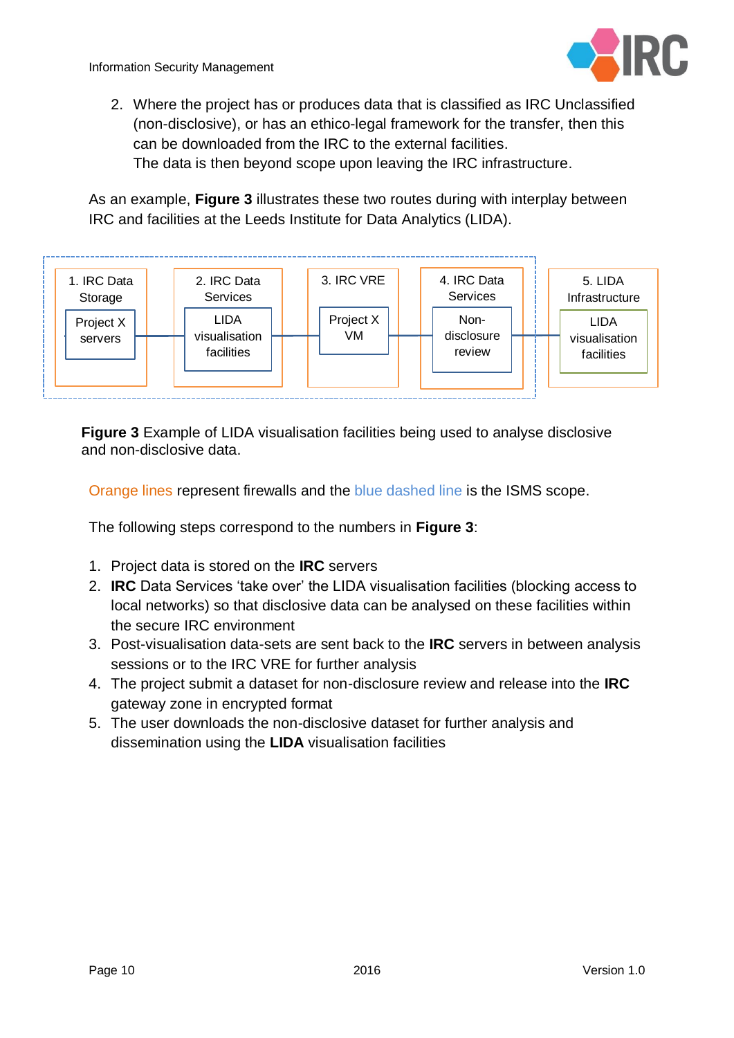2. Where the project has or produces data that is classified as IRC Unclassified (non-disclosive), or has an ethico-legal framework for the transfer, then this can be downloaded from the IRC to the external facilities.
   The data is then beyond scope upon leaving the IRC infrastructure.

As an example, **Figure 3** illustrates these two routes during with interplay between IRC and facilities at the Leeds Institute for Data Analytics (LIDA).

1. IRC Data Storage
Project X servers

2. IRC Data Services
LIDA visualisation facilities

3. IRC VRE
Project X VM

4. IRC Data Services
Non-disclosure review

5. LIDA Infrastructure
LIDA visualisation facilities

**Figure 3** Example of LIDA visualisation facilities being used to analyse disclosive and non-disclosive data.

Orange lines represent firewalls and the blue dashed line is the ISMS scope.

The following steps correspond to the numbers in **Figure 3**:

1. Project data is stored on the **IRC** servers
2. **IRC** Data Services 'take over' the LIDA visualisation facilities (blocking access to local networks) so that disclosive data can be analysed on these facilities within the secure IRC environment
3. Post-visualisation data-sets are sent back to the **IRC** servers in between analysis sessions or to the IRC VRE for further analysis
4. The project submit a dataset for non-disclosure review and release into the **IRC** gateway zone in encrypted format
5. The user downloads the non-disclosive dataset for further analysis and dissemination using the **LIDA** visualisation facilities